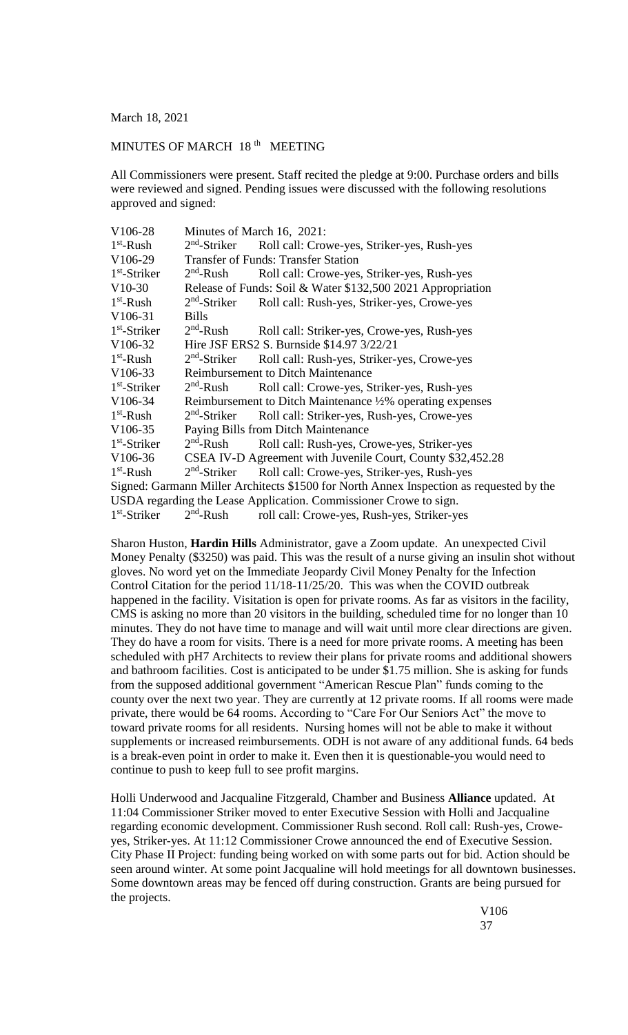March 18, 2021

MINUTES OF MARCH 18th MEETING

All Commissioners were present. Staff recited the pledge at 9:00. Purchase orders and bills were reviewed and signed. Pending issues were discussed with the following resolutions approved and signed:

| | | |
|---|---|---|
| V106-28 | Minutes of March 16, 2021: | |
| 1st-Rush | 2nd-Striker | Roll call: Crowe-yes, Striker-yes, Rush-yes |
| V106-29 | Transfer of Funds: Transfer Station | |
| 1st-Striker | 2nd-Rush | Roll call: Crowe-yes, Striker-yes, Rush-yes |
| V10-30 | Release of Funds: Soil & Water $132,500 2021 Appropriation | |
| 1st-Rush | 2nd-Striker | Roll call: Rush-yes, Striker-yes, Crowe-yes |
| V106-31 | Bills | |
| 1st-Striker | 2nd-Rush | Roll call: Striker-yes, Crowe-yes, Rush-yes |
| V106-32 | Hire JSF ERS2 S. Burnside $14.97 3/22/21 | |
| 1st-Rush | 2nd-Striker | Roll call: Rush-yes, Striker-yes, Crowe-yes |
| V106-33 | Reimbursement to Ditch Maintenance | |
| 1st-Striker | 2nd-Rush | Roll call: Crowe-yes, Striker-yes, Rush-yes |
| V106-34 | Reimbursement to Ditch Maintenance ½% operating expenses | |
| 1st-Rush | 2nd-Striker | Roll call: Striker-yes, Rush-yes, Crowe-yes |
| V106-35 | Paying Bills from Ditch Maintenance | |
| 1st-Striker | 2nd-Rush | Roll call: Rush-yes, Crowe-yes, Striker-yes |
| V106-36 | CSEA IV-D Agreement with Juvenile Court, County $32,452.28 | |
| 1st-Rush | 2nd-Striker | Roll call: Crowe-yes, Striker-yes, Rush-yes |

Signed: Garmann Miller Architects $1500 for North Annex Inspection as requested by the USDA regarding the Lease Application. Commissioner Crowe to sign.

1st-Striker 2nd-Rush roll call: Crowe-yes, Rush-yes, Striker-yes

Sharon Huston, **Hardin Hills** Administrator, gave a Zoom update. An unexpected Civil Money Penalty ($3250) was paid. This was the result of a nurse giving an insulin shot without gloves. No word yet on the Immediate Jeopardy Civil Money Penalty for the Infection Control Citation for the period 11/18-11/25/20. This was when the COVID outbreak happened in the facility. Visitation is open for private rooms. As far as visitors in the facility, CMS is asking no more than 20 visitors in the building, scheduled time for no longer than 10 minutes. They do not have time to manage and will wait until more clear directions are given. They do have a room for visits. There is a need for more private rooms. A meeting has been scheduled with pH7 Architects to review their plans for private rooms and additional showers and bathroom facilities. Cost is anticipated to be under $1.75 million. She is asking for funds from the supposed additional government "American Rescue Plan" funds coming to the county over the next two year. They are currently at 12 private rooms. If all rooms were made private, there would be 64 rooms. According to "Care For Our Seniors Act" the move to toward private rooms for all residents. Nursing homes will not be able to make it without supplements or increased reimbursements. ODH is not aware of any additional funds. 64 beds is a break-even point in order to make it. Even then it is questionable-you would need to continue to push to keep full to see profit margins.

Holli Underwood and Jacqualine Fitzgerald, Chamber and Business **Alliance** updated. At 11:04 Commissioner Striker moved to enter Executive Session with Holli and Jacqualine regarding economic development. Commissioner Rush second. Roll call: Rush-yes, Crowe-yes, Striker-yes. At 11:12 Commissioner Crowe announced the end of Executive Session. City Phase II Project: funding being worked on with some parts out for bid. Action should be seen around winter. At some point Jacqualine will hold meetings for all downtown businesses. Some downtown areas may be fenced off during construction. Grants are being pursued for the projects.

V106
37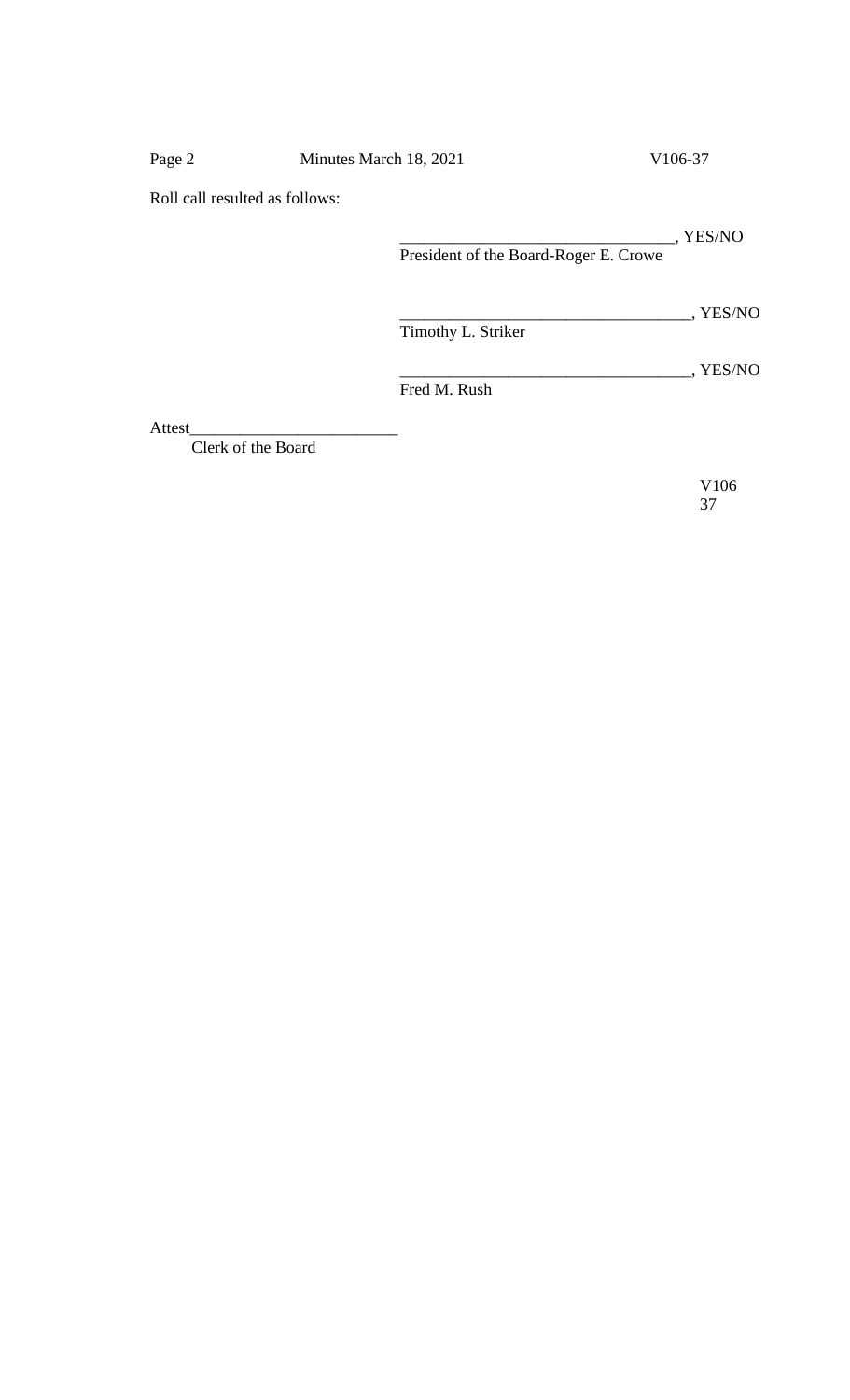Roll call resulted as follows:

\_\_\_\_\_\_\_\_\_\_\_\_\_\_\_\_\_\_\_\_\_\_\_\_\_\_\_\_\_\_\_\_, YES/NO
President of the Board-Roger E. Crowe

\_\_\_\_\_\_\_\_\_\_\_\_\_\_\_\_\_\_\_\_\_\_\_\_\_\_\_\_\_\_\_\_, YES/NO
Timothy L. Striker

\_\_\_\_\_\_\_\_\_\_\_\_\_\_\_\_\_\_\_\_\_\_\_\_\_\_\_\_\_\_\_\_, YES/NO
Fred M. Rush

Attest\_\_\_\_\_\_\_\_\_\_\_\_\_\_\_\_\_\_\_\_\_\_\_\_\_
Clerk of the Board

V106
37